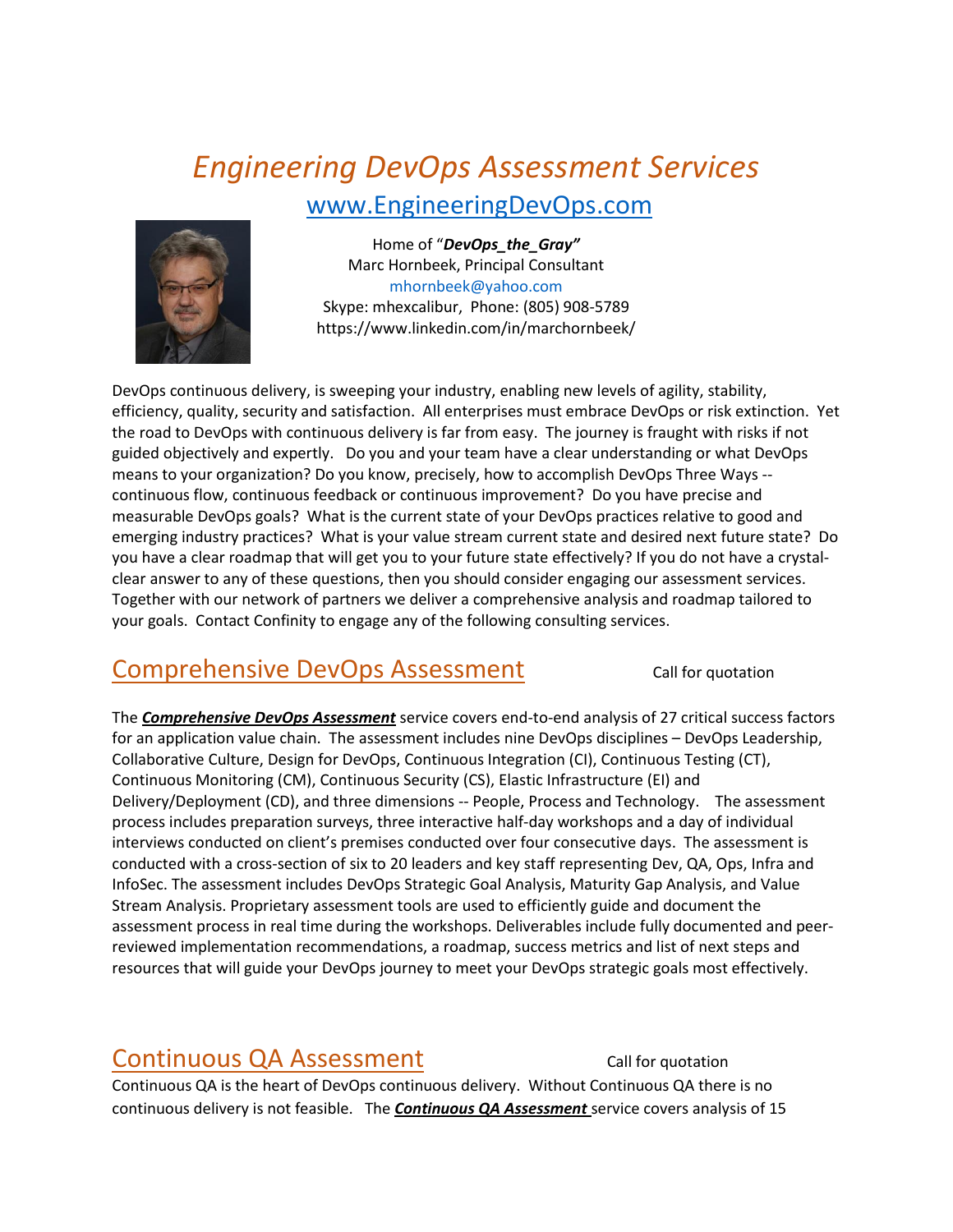# *Engineering DevOps Assessment Services*

[www.EngineeringDevOps.com](http://www.EngineeringDevOps.com)

Home of "***DevOps_the_Gray"***
Marc Hornbeek, Principal Consultant
mhornbeek@yahoo.com
Skype: mhexcalibur, Phone: (805) 908-5789
https://www.linkedin.com/in/marchornbeek/

DevOps continuous delivery, is sweeping your industry, enabling new levels of agility, stability, efficiency, quality, security and satisfaction. All enterprises must embrace DevOps or risk extinction. Yet the road to DevOps with continuous delivery is far from easy. The journey is fraught with risks if not guided objectively and expertly. Do you and your team have a clear understanding or what DevOps means to your organization? Do you know, precisely, how to accomplish DevOps Three Ways -- continuous flow, continuous feedback or continuous improvement? Do you have precise and measurable DevOps goals? What is the current state of your DevOps practices relative to good and emerging industry practices? What is your value stream current state and desired next future state? Do you have a clear roadmap that will get you to your future state effectively? If you do not have a crystal-clear answer to any of these questions, then you should consider engaging our assessment services. Together with our network of partners we deliver a comprehensive analysis and roadmap tailored to your goals. Contact Confinity to engage any of the following consulting services.

## Comprehensive DevOps Assessment

Call for quotation

The ***Comprehensive DevOps Assessment*** service covers end-to-end analysis of 27 critical success factors for an application value chain. The assessment includes nine DevOps disciplines – DevOps Leadership, Collaborative Culture, Design for DevOps, Continuous Integration (CI), Continuous Testing (CT), Continuous Monitoring (CM), Continuous Security (CS), Elastic Infrastructure (EI) and Delivery/Deployment (CD), and three dimensions -- People, Process and Technology. The assessment process includes preparation surveys, three interactive half-day workshops and a day of individual interviews conducted on client's premises conducted over four consecutive days. The assessment is conducted with a cross-section of six to 20 leaders and key staff representing Dev, QA, Ops, Infra and InfoSec. The assessment includes DevOps Strategic Goal Analysis, Maturity Gap Analysis, and Value Stream Analysis. Proprietary assessment tools are used to efficiently guide and document the assessment process in real time during the workshops. Deliverables include fully documented and peer-reviewed implementation recommendations, a roadmap, success metrics and list of next steps and resources that will guide your DevOps journey to meet your DevOps strategic goals most effectively.

## Continuous QA Assessment

Call for quotation

Continuous QA is the heart of DevOps continuous delivery. Without Continuous QA there is no continuous delivery is not feasible. The ***Continuous QA Assessment*** service covers analysis of 15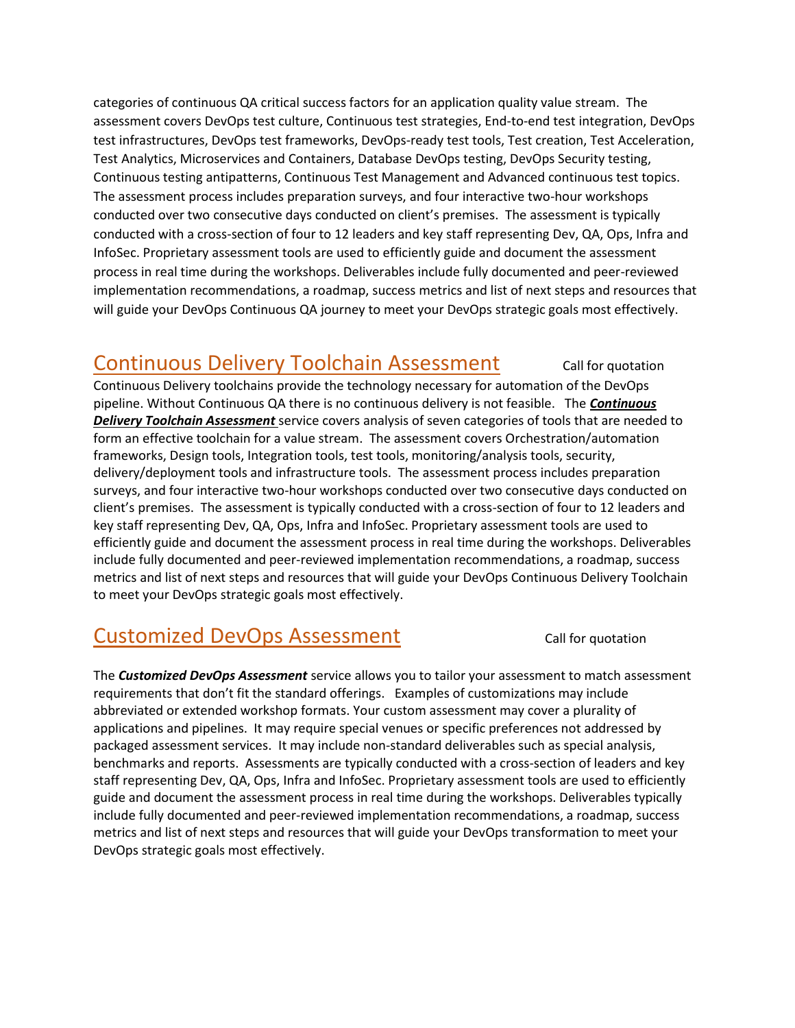categories of continuous QA critical success factors for an application quality value stream. The assessment covers DevOps test culture, Continuous test strategies, End-to-end test integration, DevOps test infrastructures, DevOps test frameworks, DevOps-ready test tools, Test creation, Test Acceleration, Test Analytics, Microservices and Containers, Database DevOps testing, DevOps Security testing, Continuous testing antipatterns, Continuous Test Management and Advanced continuous test topics. The assessment process includes preparation surveys, and four interactive two-hour workshops conducted over two consecutive days conducted on client's premises. The assessment is typically conducted with a cross-section of four to 12 leaders and key staff representing Dev, QA, Ops, Infra and InfoSec. Proprietary assessment tools are used to efficiently guide and document the assessment process in real time during the workshops. Deliverables include fully documented and peer-reviewed implementation recommendations, a roadmap, success metrics and list of next steps and resources that will guide your DevOps Continuous QA journey to meet your DevOps strategic goals most effectively.

## Continuous Delivery Toolchain Assessment

Call for quotation

Continuous Delivery toolchains provide the technology necessary for automation of the DevOps pipeline. Without Continuous QA there is no continuous delivery is not feasible. The ***Continuous Delivery Toolchain Assessment*** service covers analysis of seven categories of tools that are needed to form an effective toolchain for a value stream. The assessment covers Orchestration/automation frameworks, Design tools, Integration tools, test tools, monitoring/analysis tools, security, delivery/deployment tools and infrastructure tools. The assessment process includes preparation surveys, and four interactive two-hour workshops conducted over two consecutive days conducted on client's premises. The assessment is typically conducted with a cross-section of four to 12 leaders and key staff representing Dev, QA, Ops, Infra and InfoSec. Proprietary assessment tools are used to efficiently guide and document the assessment process in real time during the workshops. Deliverables include fully documented and peer-reviewed implementation recommendations, a roadmap, success metrics and list of next steps and resources that will guide your DevOps Continuous Delivery Toolchain to meet your DevOps strategic goals most effectively.

## Customized DevOps Assessment

Call for quotation

The ***Customized DevOps Assessment*** service allows you to tailor your assessment to match assessment requirements that don't fit the standard offerings. Examples of customizations may include abbreviated or extended workshop formats. Your custom assessment may cover a plurality of applications and pipelines. It may require special venues or specific preferences not addressed by packaged assessment services. It may include non-standard deliverables such as special analysis, benchmarks and reports. Assessments are typically conducted with a cross-section of leaders and key staff representing Dev, QA, Ops, Infra and InfoSec. Proprietary assessment tools are used to efficiently guide and document the assessment process in real time during the workshops. Deliverables typically include fully documented and peer-reviewed implementation recommendations, a roadmap, success metrics and list of next steps and resources that will guide your DevOps transformation to meet your DevOps strategic goals most effectively.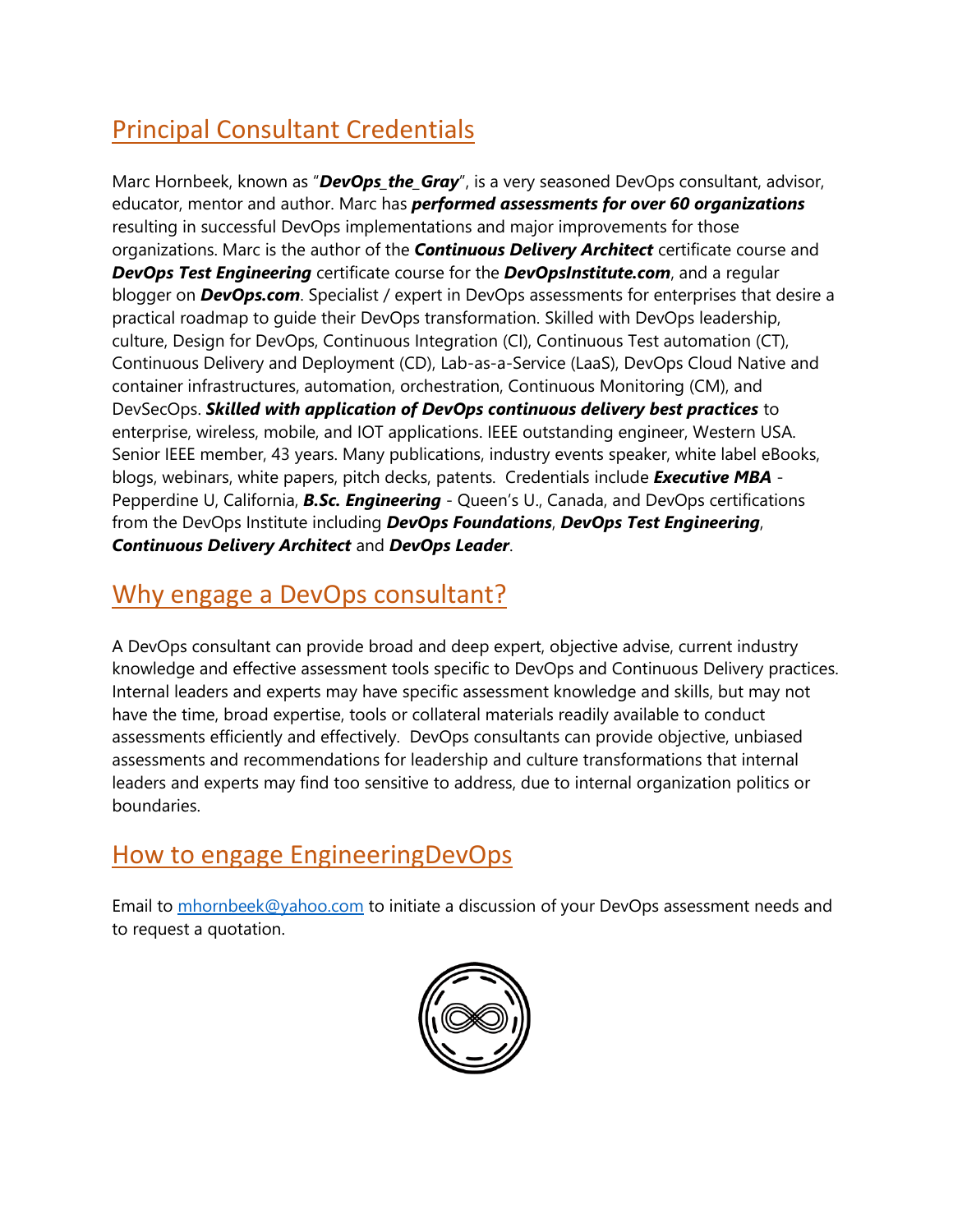## Principal Consultant Credentials

Marc Hornbeek, known as "***DevOps_the_Gray***", is a very seasoned DevOps consultant, advisor, educator, mentor and author. Marc has ***performed assessments for over 60 organizations*** resulting in successful DevOps implementations and major improvements for those organizations. Marc is the author of the ***Continuous Delivery Architect*** certificate course and ***DevOps Test Engineering*** certificate course for the ***DevOpsInstitute.com***, and a regular blogger on ***DevOps.com***. Specialist / expert in DevOps assessments for enterprises that desire a practical roadmap to guide their DevOps transformation. Skilled with DevOps leadership, culture, Design for DevOps, Continuous Integration (CI), Continuous Test automation (CT), Continuous Delivery and Deployment (CD), Lab-as-a-Service (LaaS), DevOps Cloud Native and container infrastructures, automation, orchestration, Continuous Monitoring (CM), and DevSecOps. ***Skilled with application of DevOps continuous delivery best practices*** to enterprise, wireless, mobile, and IOT applications. IEEE outstanding engineer, Western USA. Senior IEEE member, 43 years. Many publications, industry events speaker, white label eBooks, blogs, webinars, white papers, pitch decks, patents. Credentials include ***Executive MBA*** - Pepperdine U, California, ***B.Sc. Engineering*** - Queen's U., Canada, and DevOps certifications from the DevOps Institute including ***DevOps Foundations***, ***DevOps Test Engineering***, ***Continuous Delivery Architect*** and ***DevOps Leader***.

## Why engage a DevOps consultant?

A DevOps consultant can provide broad and deep expert, objective advise, current industry knowledge and effective assessment tools specific to DevOps and Continuous Delivery practices. Internal leaders and experts may have specific assessment knowledge and skills, but may not have the time, broad expertise, tools or collateral materials readily available to conduct assessments efficiently and effectively. DevOps consultants can provide objective, unbiased assessments and recommendations for leadership and culture transformations that internal leaders and experts may find too sensitive to address, due to internal organization politics or boundaries.

## How to engage EngineeringDevOps

Email to mhornbeek@yahoo.com to initiate a discussion of your DevOps assessment needs and to request a quotation.